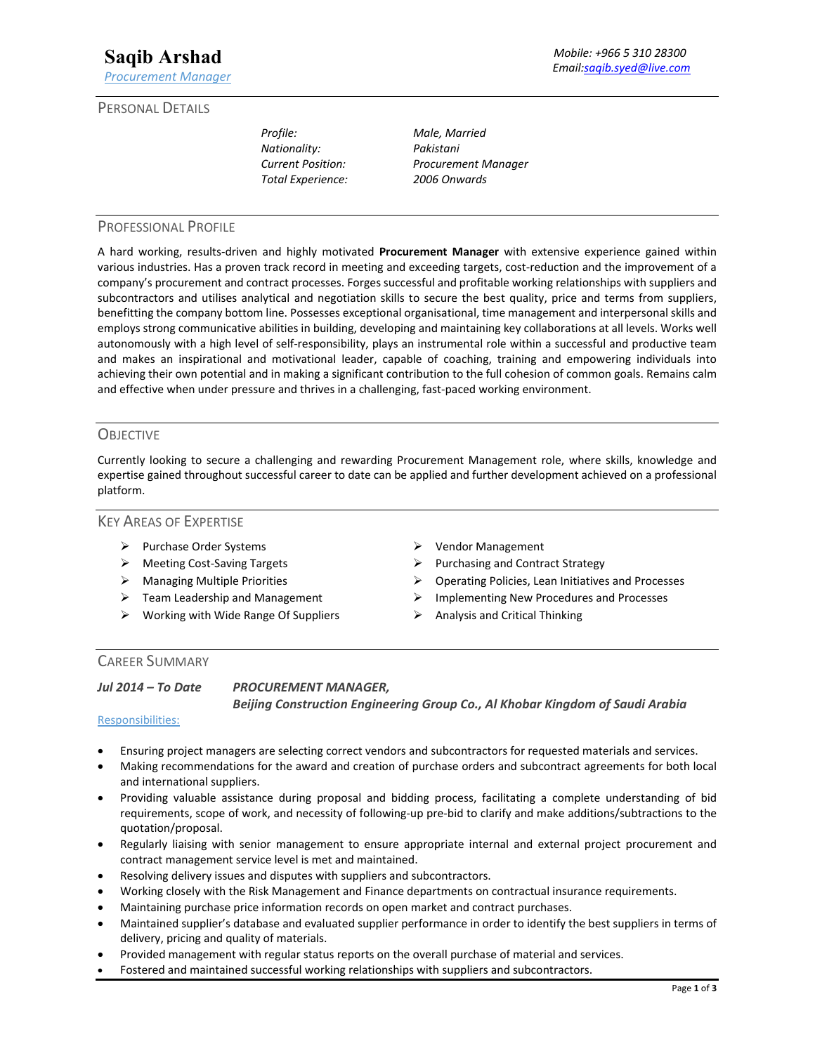# Saqib Arshad

*Procurement Manager*

*Mobile: +966 5 310 28300*
*Email: saqib.syed@live.com*

## Personal Details

| | |
|---|---|
| *Profile:* | *Male, Married* |
| *Nationality:* | *Pakistani* |
| *Current Position:* | *Procurement Manager* |
| *Total Experience:* | *2006 Onwards* |

## Professional Profile

A hard working, results-driven and highly motivated **Procurement Manager** with extensive experience gained within various industries. Has a proven track record in meeting and exceeding targets, cost-reduction and the improvement of a company's procurement and contract processes. Forges successful and profitable working relationships with suppliers and subcontractors and utilises analytical and negotiation skills to secure the best quality, price and terms from suppliers, benefitting the company bottom line. Possesses exceptional organisational, time management and interpersonal skills and employs strong communicative abilities in building, developing and maintaining key collaborations at all levels. Works well autonomously with a high level of self-responsibility, plays an instrumental role within a successful and productive team and makes an inspirational and motivational leader, capable of coaching, training and empowering individuals into achieving their own potential and in making a significant contribution to the full cohesion of common goals. Remains calm and effective when under pressure and thrives in a challenging, fast-paced working environment.

## Objective

Currently looking to secure a challenging and rewarding Procurement Management role, where skills, knowledge and expertise gained throughout successful career to date can be applied and further development achieved on a professional platform.

## Key Areas of Expertise

- Purchase Order Systems
- Meeting Cost-Saving Targets
- Managing Multiple Priorities
- Team Leadership and Management
- Working with Wide Range Of Suppliers
- Vendor Management
- Purchasing and Contract Strategy
- Operating Policies, Lean Initiatives and Processes
- Implementing New Procedures and Processes
- Analysis and Critical Thinking

## Career Summary

***Jul 2014 – To Date*** — ***PROCUREMENT MANAGER,***
***Beijing Construction Engineering Group Co., Al Khobar Kingdom of Saudi Arabia***

Responsibilities:

- Ensuring project managers are selecting correct vendors and subcontractors for requested materials and services.
- Making recommendations for the award and creation of purchase orders and subcontract agreements for both local and international suppliers.
- Providing valuable assistance during proposal and bidding process, facilitating a complete understanding of bid requirements, scope of work, and necessity of following-up pre-bid to clarify and make additions/subtractions to the quotation/proposal.
- Regularly liaising with senior management to ensure appropriate internal and external project procurement and contract management service level is met and maintained.
- Resolving delivery issues and disputes with suppliers and subcontractors.
- Working closely with the Risk Management and Finance departments on contractual insurance requirements.
- Maintaining purchase price information records on open market and contract purchases.
- Maintained supplier's database and evaluated supplier performance in order to identify the best suppliers in terms of delivery, pricing and quality of materials.
- Provided management with regular status reports on the overall purchase of material and services.
- Fostered and maintained successful working relationships with suppliers and subcontractors.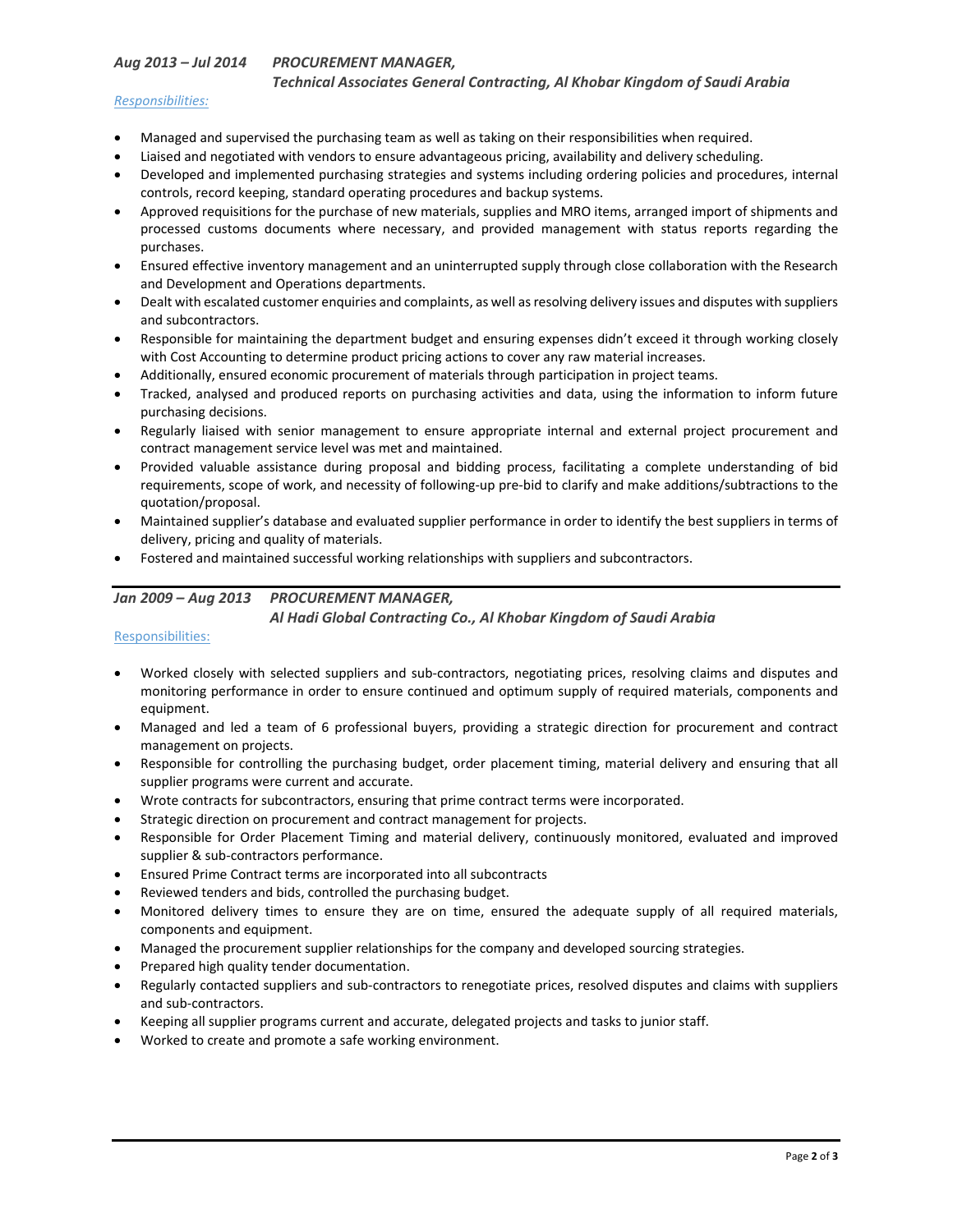### *Aug 2013 – Jul 2014 PROCUREMENT MANAGER, Technical Associates General Contracting, Al Khobar Kingdom of Saudi Arabia*

*Responsibilities:*

- Managed and supervised the purchasing team as well as taking on their responsibilities when required.
- Liaised and negotiated with vendors to ensure advantageous pricing, availability and delivery scheduling.
- Developed and implemented purchasing strategies and systems including ordering policies and procedures, internal controls, record keeping, standard operating procedures and backup systems.
- Approved requisitions for the purchase of new materials, supplies and MRO items, arranged import of shipments and processed customs documents where necessary, and provided management with status reports regarding the purchases.
- Ensured effective inventory management and an uninterrupted supply through close collaboration with the Research and Development and Operations departments.
- Dealt with escalated customer enquiries and complaints, as well as resolving delivery issues and disputes with suppliers and subcontractors.
- Responsible for maintaining the department budget and ensuring expenses didn't exceed it through working closely with Cost Accounting to determine product pricing actions to cover any raw material increases.
- Additionally, ensured economic procurement of materials through participation in project teams.
- Tracked, analysed and produced reports on purchasing activities and data, using the information to inform future purchasing decisions.
- Regularly liaised with senior management to ensure appropriate internal and external project procurement and contract management service level was met and maintained.
- Provided valuable assistance during proposal and bidding process, facilitating a complete understanding of bid requirements, scope of work, and necessity of following-up pre-bid to clarify and make additions/subtractions to the quotation/proposal.
- Maintained supplier's database and evaluated supplier performance in order to identify the best suppliers in terms of delivery, pricing and quality of materials.
- Fostered and maintained successful working relationships with suppliers and subcontractors.

---

### *Jan 2009 – Aug 2013 PROCUREMENT MANAGER, Al Hadi Global Contracting Co., Al Khobar Kingdom of Saudi Arabia*

Responsibilities:

- Worked closely with selected suppliers and sub-contractors, negotiating prices, resolving claims and disputes and monitoring performance in order to ensure continued and optimum supply of required materials, components and equipment.
- Managed and led a team of 6 professional buyers, providing a strategic direction for procurement and contract management on projects.
- Responsible for controlling the purchasing budget, order placement timing, material delivery and ensuring that all supplier programs were current and accurate.
- Wrote contracts for subcontractors, ensuring that prime contract terms were incorporated.
- Strategic direction on procurement and contract management for projects.
- Responsible for Order Placement Timing and material delivery, continuously monitored, evaluated and improved supplier & sub-contractors performance.
- Ensured Prime Contract terms are incorporated into all subcontracts
- Reviewed tenders and bids, controlled the purchasing budget.
- Monitored delivery times to ensure they are on time, ensured the adequate supply of all required materials, components and equipment.
- Managed the procurement supplier relationships for the company and developed sourcing strategies.
- Prepared high quality tender documentation.
- Regularly contacted suppliers and sub-contractors to renegotiate prices, resolved disputes and claims with suppliers and sub-contractors.
- Keeping all supplier programs current and accurate, delegated projects and tasks to junior staff.
- Worked to create and promote a safe working environment.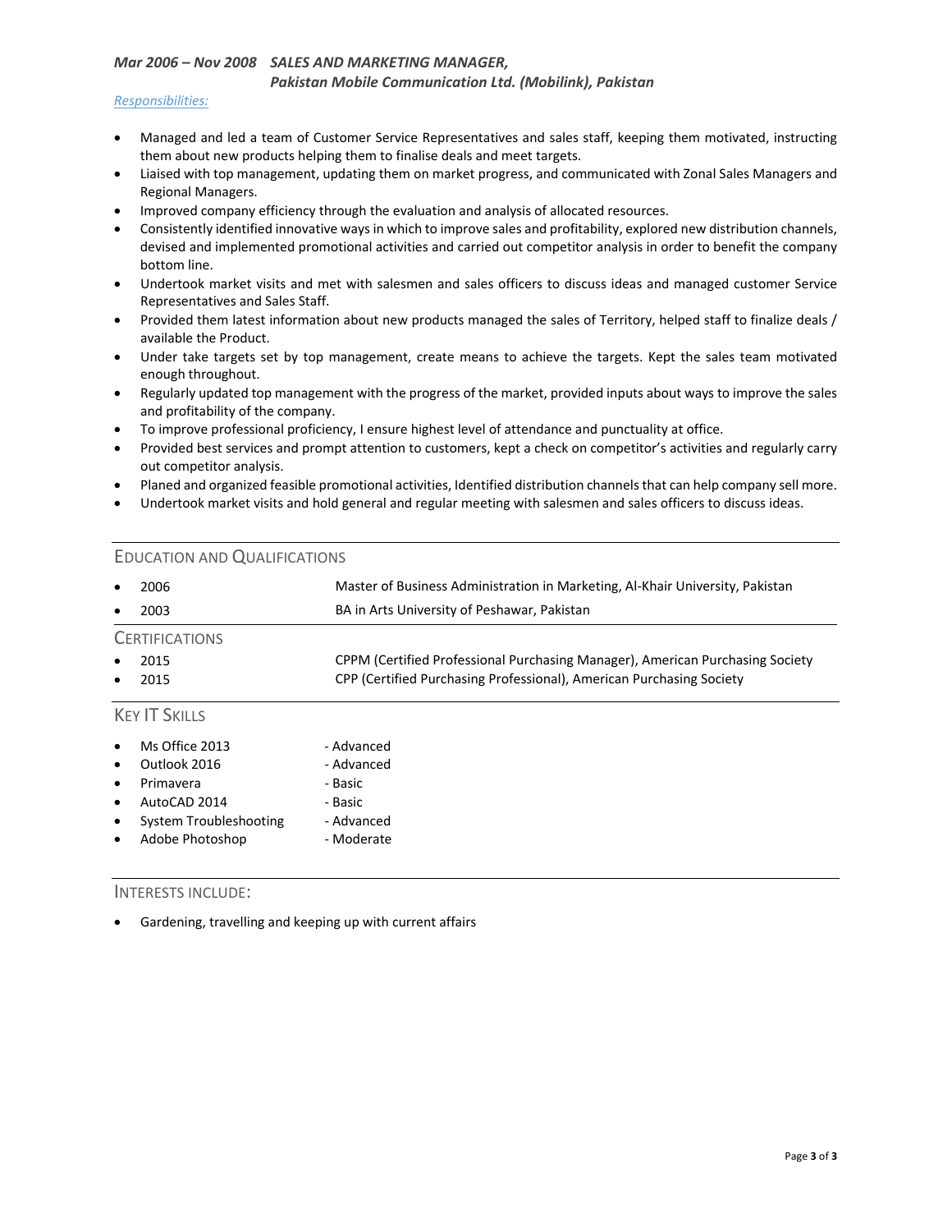***Mar 2006 – Nov 2008 SALES AND MARKETING MANAGER,***
***Pakistan Mobile Communication Ltd. (Mobilink), Pakistan***

*Responsibilities:*

- Managed and led a team of Customer Service Representatives and sales staff, keeping them motivated, instructing them about new products helping them to finalise deals and meet targets.
- Liaised with top management, updating them on market progress, and communicated with Zonal Sales Managers and Regional Managers.
- Improved company efficiency through the evaluation and analysis of allocated resources.
- Consistently identified innovative ways in which to improve sales and profitability, explored new distribution channels, devised and implemented promotional activities and carried out competitor analysis in order to benefit the company bottom line.
- Undertook market visits and met with salesmen and sales officers to discuss ideas and managed customer Service Representatives and Sales Staff.
- Provided them latest information about new products managed the sales of Territory, helped staff to finalize deals / available the Product.
- Under take targets set by top management, create means to achieve the targets. Kept the sales team motivated enough throughout.
- Regularly updated top management with the progress of the market, provided inputs about ways to improve the sales and profitability of the company.
- To improve professional proficiency, I ensure highest level of attendance and punctuality at office.
- Provided best services and prompt attention to customers, kept a check on competitor's activities and regularly carry out competitor analysis.
- Planed and organized feasible promotional activities, Identified distribution channels that can help company sell more.
- Undertook market visits and hold general and regular meeting with salesmen and sales officers to discuss ideas.

## EDUCATION AND QUALIFICATIONS

- 2006 — Master of Business Administration in Marketing, Al-Khair University, Pakistan
- 2003 — BA in Arts University of Peshawar, Pakistan

## CERTIFICATIONS

- 2015 — CPPM (Certified Professional Purchasing Manager), American Purchasing Society
- 2015 — CPP (Certified Purchasing Professional), American Purchasing Society

## KEY IT SKILLS

- Ms Office 2013 - Advanced
- Outlook 2016 - Advanced
- Primavera - Basic
- AutoCAD 2014 - Basic
- System Troubleshooting - Advanced
- Adobe Photoshop - Moderate

## INTERESTS INCLUDE:

- Gardening, travelling and keeping up with current affairs